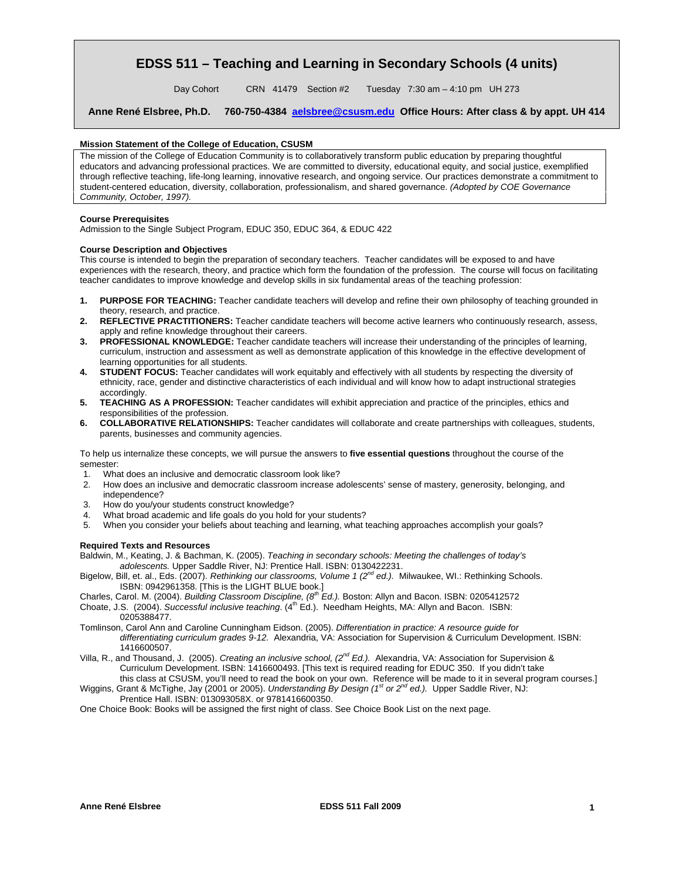# EDSS 511 – Teaching and Learning in Secondary Schools (4 units)

Day Cohort    CRN 41479    Section #2    Tuesday 7:30 am – 4:10 pm UH 273

**Anne René Elsbree, Ph.D.    760-750-4384 aelsbree@csusm.edu Office Hours: After class & by appt. UH 414**

### Mission Statement of the College of Education, CSUSM

The mission of the College of Education Community is to collaboratively transform public education by preparing thoughtful educators and advancing professional practices. We are committed to diversity, educational equity, and social justice, exemplified through reflective teaching, life-long learning, innovative research, and ongoing service. Our practices demonstrate a commitment to student-centered education, diversity, collaboration, professionalism, and shared governance. *(Adopted by COE Governance Community, October, 1997).*

### Course Prerequisites

Admission to the Single Subject Program, EDUC 350, EDUC 364, & EDUC 422

### Course Description and Objectives

This course is intended to begin the preparation of secondary teachers. Teacher candidates will be exposed to and have experiences with the research, theory, and practice which form the foundation of the profession. The course will focus on facilitating teacher candidates to improve knowledge and develop skills in six fundamental areas of the teaching profession:

1. **PURPOSE FOR TEACHING:** Teacher candidate teachers will develop and refine their own philosophy of teaching grounded in theory, research, and practice.
2. **REFLECTIVE PRACTITIONERS:** Teacher candidate teachers will become active learners who continuously research, assess, apply and refine knowledge throughout their careers.
3. **PROFESSIONAL KNOWLEDGE:** Teacher candidate teachers will increase their understanding of the principles of learning, curriculum, instruction and assessment as well as demonstrate application of this knowledge in the effective development of learning opportunities for all students.
4. **STUDENT FOCUS:** Teacher candidates will work equitably and effectively with all students by respecting the diversity of ethnicity, race, gender and distinctive characteristics of each individual and will know how to adapt instructional strategies accordingly.
5. **TEACHING AS A PROFESSION:** Teacher candidates will exhibit appreciation and practice of the principles, ethics and responsibilities of the profession.
6. **COLLABORATIVE RELATIONSHIPS:** Teacher candidates will collaborate and create partnerships with colleagues, students, parents, businesses and community agencies.

To help us internalize these concepts, we will pursue the answers to **five essential questions** throughout the course of the semester:

1. What does an inclusive and democratic classroom look like?
2. How does an inclusive and democratic classroom increase adolescents' sense of mastery, generosity, belonging, and independence?
3. How do you/your students construct knowledge?
4. What broad academic and life goals do you hold for your students?
5. When you consider your beliefs about teaching and learning, what teaching approaches accomplish your goals?

### Required Texts and Resources

Baldwin, M., Keating, J. & Bachman, K. (2005). *Teaching in secondary schools: Meeting the challenges of today's adolescents.* Upper Saddle River, NJ: Prentice Hall. ISBN: 0130422231.

Bigelow, Bill, et. al., Eds. (2007). *Rethinking our classrooms, Volume 1 (2nd ed.).* Milwaukee, WI.: Rethinking Schools. ISBN: 0942961358. [This is the LIGHT BLUE book.]

Charles, Carol. M. (2004). *Building Classroom Discipline, (8th Ed.).* Boston: Allyn and Bacon. ISBN: 0205412572

Choate, J.S. (2004). *Successful inclusive teaching*. (4th Ed.). Needham Heights, MA: Allyn and Bacon. ISBN: 0205388477.

Tomlinson, Carol Ann and Caroline Cunningham Eidson. (2005). *Differentiation in practice: A resource guide for differentiating curriculum grades 9-12.* Alexandria, VA: Association for Supervision & Curriculum Development. ISBN: 1416600507.

Villa, R., and Thousand, J. (2005). *Creating an inclusive school, (2nd Ed.).* Alexandria, VA: Association for Supervision & Curriculum Development. ISBN: 1416600493. [This text is required reading for EDUC 350. If you didn't take this class at CSUSM, you'll need to read the book on your own. Reference will be made to it in several program courses.]

Wiggins, Grant & McTighe, Jay (2001 or 2005). *Understanding By Design (1st or 2nd ed.).* Upper Saddle River, NJ: Prentice Hall. ISBN: 013093058X. or 9781416600350.

One Choice Book: Books will be assigned the first night of class. See Choice Book List on the next page.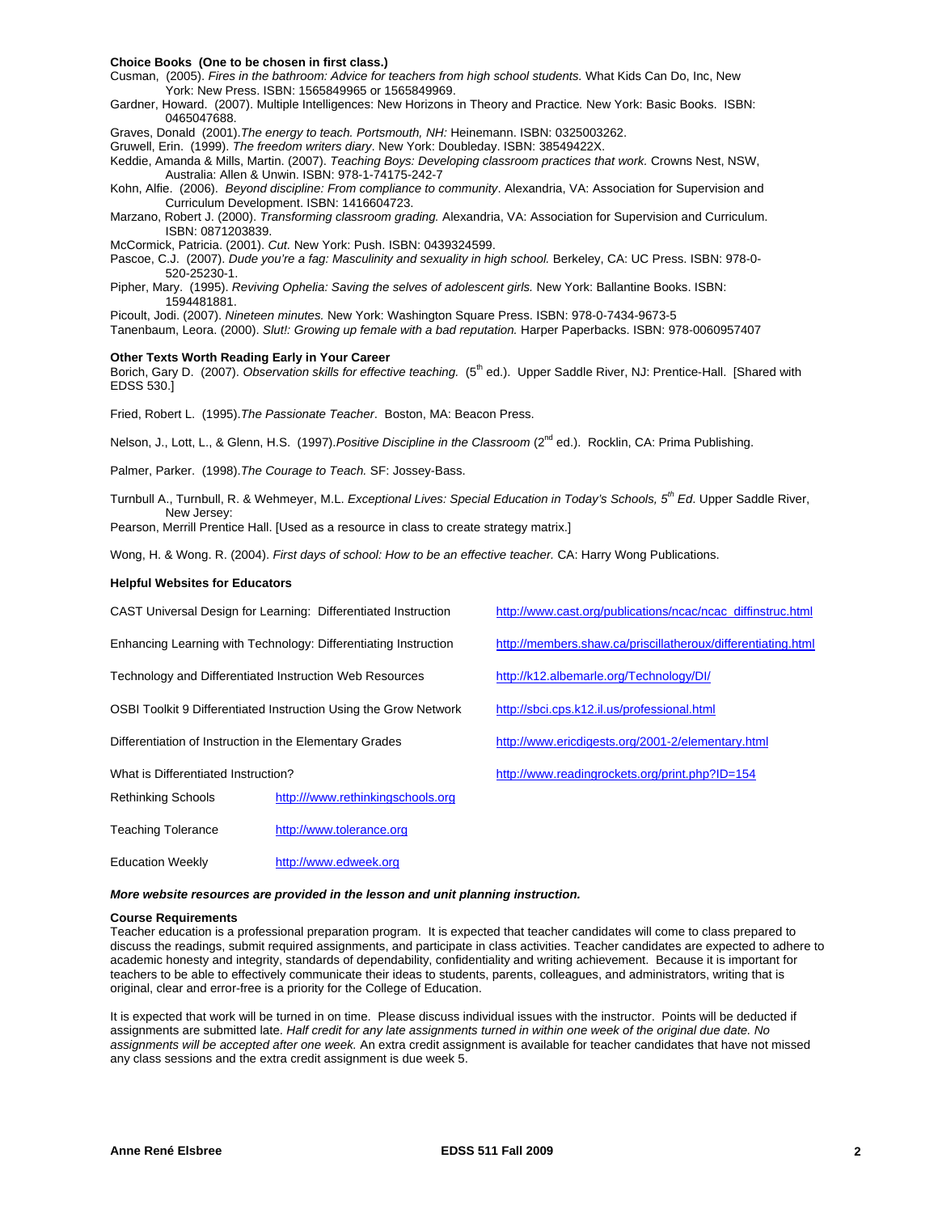**Choice Books (One to be chosen in first class.)**

Cusman, (2005). *Fires in the bathroom: Advice for teachers from high school students.* What Kids Can Do, Inc, New York: New Press. ISBN: 1565849965 or 1565849969.

Gardner, Howard. (2007). Multiple Intelligences: New Horizons in Theory and Practice*.* New York: Basic Books. ISBN: 0465047688.

Graves, Donald (2001).*The energy to teach. Portsmouth, NH:* Heinemann. ISBN: 0325003262.

Gruwell, Erin. (1999). *The freedom writers diary*. New York: Doubleday. ISBN: 38549422X.

Keddie, Amanda & Mills, Martin. (2007). *Teaching Boys: Developing classroom practices that work.* Crowns Nest, NSW, Australia: Allen & Unwin. ISBN: 978-1-74175-242-7

Kohn, Alfie. (2006). *Beyond discipline: From compliance to community*. Alexandria, VA: Association for Supervision and Curriculum Development. ISBN: 1416604723.

Marzano, Robert J. (2000). *Transforming classroom grading.* Alexandria, VA: Association for Supervision and Curriculum. ISBN: 0871203839.

McCormick, Patricia. (2001). *Cut.* New York: Push. ISBN: 0439324599.

Pascoe, C.J. (2007). *Dude you're a fag: Masculinity and sexuality in high school.* Berkeley, CA: UC Press. ISBN: 978-0-520-25230-1.

Pipher, Mary. (1995). *Reviving Ophelia: Saving the selves of adolescent girls.* New York: Ballantine Books. ISBN: 1594481881.

Picoult, Jodi. (2007). *Nineteen minutes.* New York: Washington Square Press. ISBN: 978-0-7434-9673-5

Tanenbaum, Leora. (2000). *Slut!: Growing up female with a bad reputation.* Harper Paperbacks. ISBN: 978-0060957407

**Other Texts Worth Reading Early in Your Career**

Borich, Gary D. (2007). *Observation skills for effective teaching.* (5th ed.). Upper Saddle River, NJ: Prentice-Hall. [Shared with EDSS 530.]

Fried, Robert L. (1995).*The Passionate Teacher*. Boston, MA: Beacon Press.

Nelson, J., Lott, L., & Glenn, H.S. (1997).*Positive Discipline in the Classroom* (2nd ed.). Rocklin, CA: Prima Publishing.

Palmer, Parker. (1998).*The Courage to Teach.* SF: Jossey-Bass.

Turnbull A., Turnbull, R. & Wehmeyer, M.L. *Exceptional Lives: Special Education in Today's Schools, 5th Ed*. Upper Saddle River, New Jersey:
Pearson, Merrill Prentice Hall. [Used as a resource in class to create strategy matrix.]

Wong, H. & Wong. R. (2004). *First days of school: How to be an effective teacher.* CA: Harry Wong Publications.

**Helpful Websites for Educators**

| | |
|---|---|
| CAST Universal Design for Learning: Differentiated Instruction | http://www.cast.org/publications/ncac/ncac_diffinstruc.html |
| Enhancing Learning with Technology: Differentiating Instruction | http://members.shaw.ca/priscillatheroux/differentiating.html |
| Technology and Differentiated Instruction Web Resources | http://k12.albemarle.org/Technology/DI/ |
| OSBI Toolkit 9 Differentiated Instruction Using the Grow Network | http://sbci.cps.k12.il.us/professional.html |
| Differentiation of Instruction in the Elementary Grades | http://www.ericdigests.org/2001-2/elementary.html |
| What is Differentiated Instruction? | http://www.readingrockets.org/print.php?ID=154 |
| Rethinking Schools | http:///www.rethinkingschools.org |
| Teaching Tolerance | http://www.tolerance.org |
| Education Weekly | http://www.edweek.org |

***More website resources are provided in the lesson and unit planning instruction.***

**Course Requirements**

Teacher education is a professional preparation program. It is expected that teacher candidates will come to class prepared to discuss the readings, submit required assignments, and participate in class activities. Teacher candidates are expected to adhere to academic honesty and integrity, standards of dependability, confidentiality and writing achievement. Because it is important for teachers to be able to effectively communicate their ideas to students, parents, colleagues, and administrators, writing that is original, clear and error-free is a priority for the College of Education.

It is expected that work will be turned in on time. Please discuss individual issues with the instructor. Points will be deducted if assignments are submitted late. *Half credit for any late assignments turned in within one week of the original due date. No assignments will be accepted after one week.* An extra credit assignment is available for teacher candidates that have not missed any class sessions and the extra credit assignment is due week 5.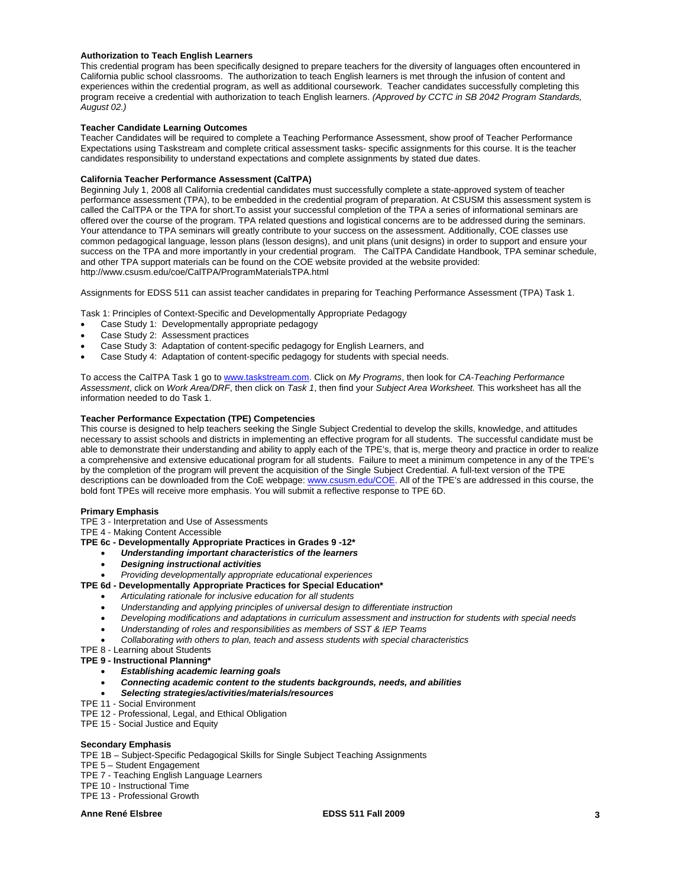**Authorization to Teach English Learners**

This credential program has been specifically designed to prepare teachers for the diversity of languages often encountered in California public school classrooms. The authorization to teach English learners is met through the infusion of content and experiences within the credential program, as well as additional coursework. Teacher candidates successfully completing this program receive a credential with authorization to teach English learners. *(Approved by CCTC in SB 2042 Program Standards, August 02.)*

**Teacher Candidate Learning Outcomes**

Teacher Candidates will be required to complete a Teaching Performance Assessment, show proof of Teacher Performance Expectations using Taskstream and complete critical assessment tasks- specific assignments for this course. It is the teacher candidates responsibility to understand expectations and complete assignments by stated due dates.

**California Teacher Performance Assessment (CalTPA)**

Beginning July 1, 2008 all California credential candidates must successfully complete a state-approved system of teacher performance assessment (TPA), to be embedded in the credential program of preparation. At CSUSM this assessment system is called the CalTPA or the TPA for short.To assist your successful completion of the TPA a series of informational seminars are offered over the course of the program. TPA related questions and logistical concerns are to be addressed during the seminars. Your attendance to TPA seminars will greatly contribute to your success on the assessment. Additionally, COE classes use common pedagogical language, lesson plans (lesson designs), and unit plans (unit designs) in order to support and ensure your success on the TPA and more importantly in your credential program. The CalTPA Candidate Handbook, TPA seminar schedule, and other TPA support materials can be found on the COE website provided at the website provided: http://www.csusm.edu/coe/CalTPA/ProgramMaterialsTPA.html

Assignments for EDSS 511 can assist teacher candidates in preparing for Teaching Performance Assessment (TPA) Task 1.

Task 1: Principles of Context-Specific and Developmentally Appropriate Pedagogy

- Case Study 1: Developmentally appropriate pedagogy
- Case Study 2: Assessment practices
- Case Study 3: Adaptation of content-specific pedagogy for English Learners, and
- Case Study 4: Adaptation of content-specific pedagogy for students with special needs.

To access the CalTPA Task 1 go to www.taskstream.com. Click on *My Programs*, then look for *CA-Teaching Performance Assessment*, click on *Work Area/DRF*, then click on *Task 1*, then find your *Subject Area Worksheet.* This worksheet has all the information needed to do Task 1.

**Teacher Performance Expectation (TPE) Competencies**

This course is designed to help teachers seeking the Single Subject Credential to develop the skills, knowledge, and attitudes necessary to assist schools and districts in implementing an effective program for all students. The successful candidate must be able to demonstrate their understanding and ability to apply each of the TPE's, that is, merge theory and practice in order to realize a comprehensive and extensive educational program for all students. Failure to meet a minimum competence in any of the TPE's by the completion of the program will prevent the acquisition of the Single Subject Credential. A full-text version of the TPE descriptions can be downloaded from the CoE webpage: www.csusm.edu/COE. All of the TPE's are addressed in this course, the bold font TPEs will receive more emphasis. You will submit a reflective response to TPE 6D.

**Primary Emphasis**

TPE 3 - Interpretation and Use of Assessments
TPE 4 - Making Content Accessible
**TPE 6c - Developmentally Appropriate Practices in Grades 9 -12***

- ***Understanding important characteristics of the learners***
- ***Designing instructional activities***
- *Providing developmentally appropriate educational experiences*

**TPE 6d - Developmentally Appropriate Practices for Special Education***

- *Articulating rationale for inclusive education for all students*
- *Understanding and applying principles of universal design to differentiate instruction*
- *Developing modifications and adaptations in curriculum assessment and instruction for students with special needs*
- *Understanding of roles and responsibilities as members of SST & IEP Teams*
- *Collaborating with others to plan, teach and assess students with special characteristics*

TPE 8 - Learning about Students
**TPE 9 - Instructional Planning***

- ***Establishing academic learning goals***
- ***Connecting academic content to the students backgrounds, needs, and abilities***
- ***Selecting strategies/activities/materials/resources***

TPE 11 - Social Environment
TPE 12 - Professional, Legal, and Ethical Obligation
TPE 15 - Social Justice and Equity

**Secondary Emphasis**

TPE 1B – Subject-Specific Pedagogical Skills for Single Subject Teaching Assignments
TPE 5 – Student Engagement
TPE 7 - Teaching English Language Learners
TPE 10 - Instructional Time
TPE 13 - Professional Growth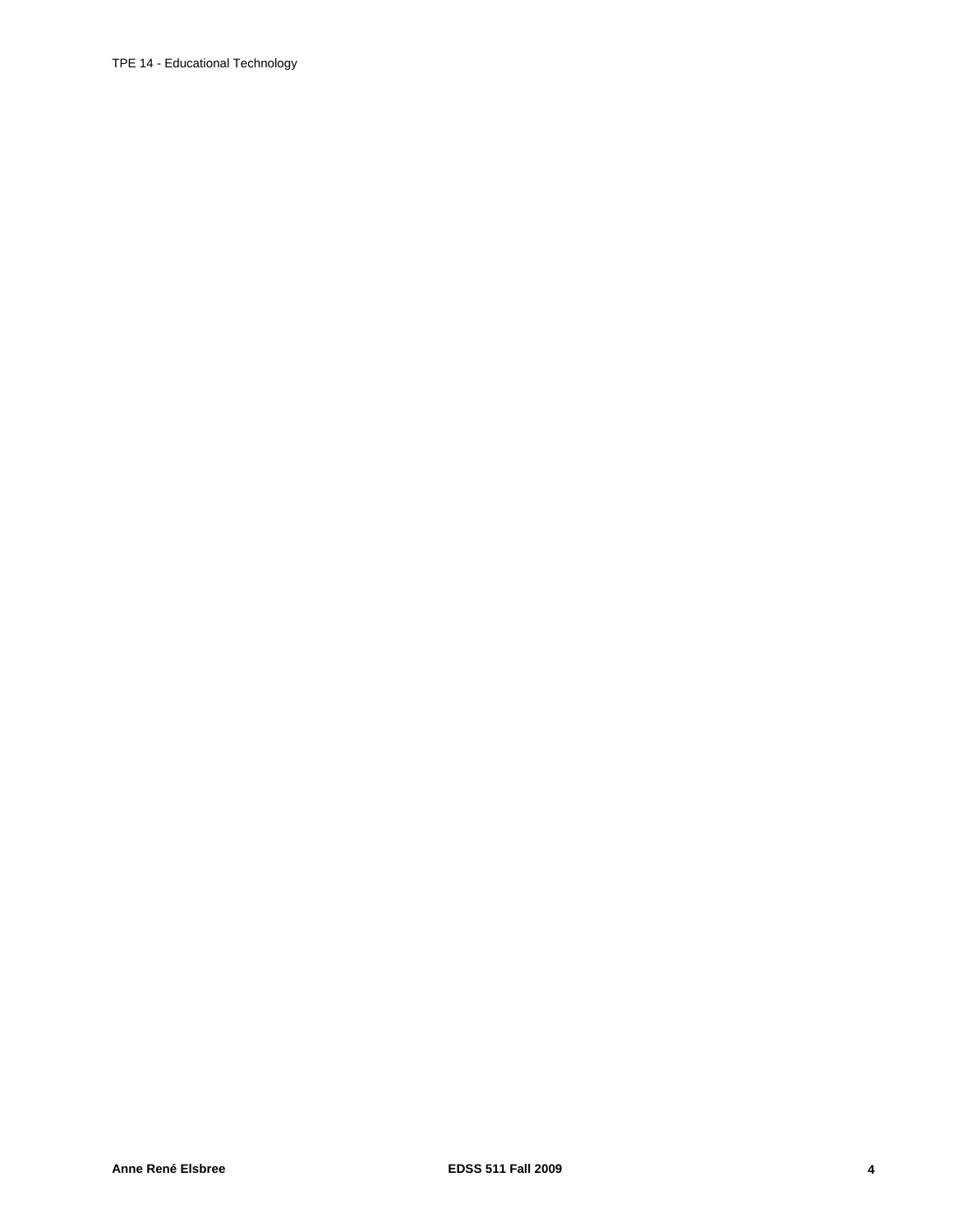TPE 14 - Educational Technology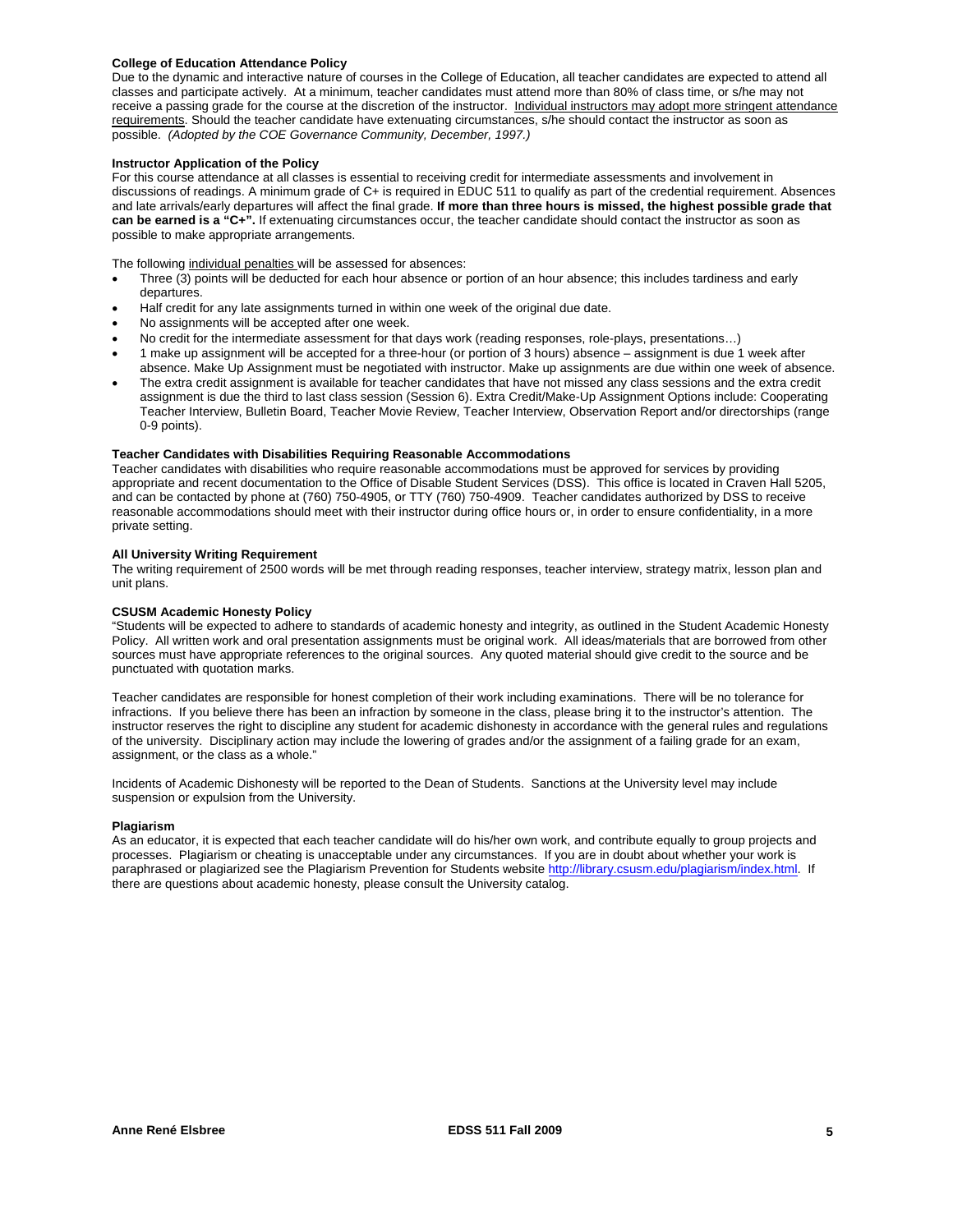### College of Education Attendance Policy

Due to the dynamic and interactive nature of courses in the College of Education, all teacher candidates are expected to attend all classes and participate actively. At a minimum, teacher candidates must attend more than 80% of class time, or s/he may not receive a passing grade for the course at the discretion of the instructor. Individual instructors may adopt more stringent attendance requirements. Should the teacher candidate have extenuating circumstances, s/he should contact the instructor as soon as possible. *(Adopted by the COE Governance Community, December, 1997.)*

### Instructor Application of the Policy

For this course attendance at all classes is essential to receiving credit for intermediate assessments and involvement in discussions of readings. A minimum grade of C+ is required in EDUC 511 to qualify as part of the credential requirement. Absences and late arrivals/early departures will affect the final grade. **If more than three hours is missed, the highest possible grade that can be earned is a "C+".** If extenuating circumstances occur, the teacher candidate should contact the instructor as soon as possible to make appropriate arrangements.

The following individual penalties will be assessed for absences:

- Three (3) points will be deducted for each hour absence or portion of an hour absence; this includes tardiness and early departures.
- Half credit for any late assignments turned in within one week of the original due date.
- No assignments will be accepted after one week.
- No credit for the intermediate assessment for that days work (reading responses, role-plays, presentations…)
- 1 make up assignment will be accepted for a three-hour (or portion of 3 hours) absence – assignment is due 1 week after absence. Make Up Assignment must be negotiated with instructor. Make up assignments are due within one week of absence.
- The extra credit assignment is available for teacher candidates that have not missed any class sessions and the extra credit assignment is due the third to last class session (Session 6). Extra Credit/Make-Up Assignment Options include: Cooperating Teacher Interview, Bulletin Board, Teacher Movie Review, Teacher Interview, Observation Report and/or directorships (range 0-9 points).

### Teacher Candidates with Disabilities Requiring Reasonable Accommodations

Teacher candidates with disabilities who require reasonable accommodations must be approved for services by providing appropriate and recent documentation to the Office of Disable Student Services (DSS). This office is located in Craven Hall 5205, and can be contacted by phone at (760) 750-4905, or TTY (760) 750-4909. Teacher candidates authorized by DSS to receive reasonable accommodations should meet with their instructor during office hours or, in order to ensure confidentiality, in a more private setting.

### All University Writing Requirement

The writing requirement of 2500 words will be met through reading responses, teacher interview, strategy matrix, lesson plan and unit plans.

### CSUSM Academic Honesty Policy

"Students will be expected to adhere to standards of academic honesty and integrity, as outlined in the Student Academic Honesty Policy. All written work and oral presentation assignments must be original work. All ideas/materials that are borrowed from other sources must have appropriate references to the original sources. Any quoted material should give credit to the source and be punctuated with quotation marks.

Teacher candidates are responsible for honest completion of their work including examinations. There will be no tolerance for infractions. If you believe there has been an infraction by someone in the class, please bring it to the instructor's attention. The instructor reserves the right to discipline any student for academic dishonesty in accordance with the general rules and regulations of the university. Disciplinary action may include the lowering of grades and/or the assignment of a failing grade for an exam, assignment, or the class as a whole."

Incidents of Academic Dishonesty will be reported to the Dean of Students. Sanctions at the University level may include suspension or expulsion from the University.

### Plagiarism

As an educator, it is expected that each teacher candidate will do his/her own work, and contribute equally to group projects and processes. Plagiarism or cheating is unacceptable under any circumstances. If you are in doubt about whether your work is paraphrased or plagiarized see the Plagiarism Prevention for Students website http://library.csusm.edu/plagiarism/index.html. If there are questions about academic honesty, please consult the University catalog.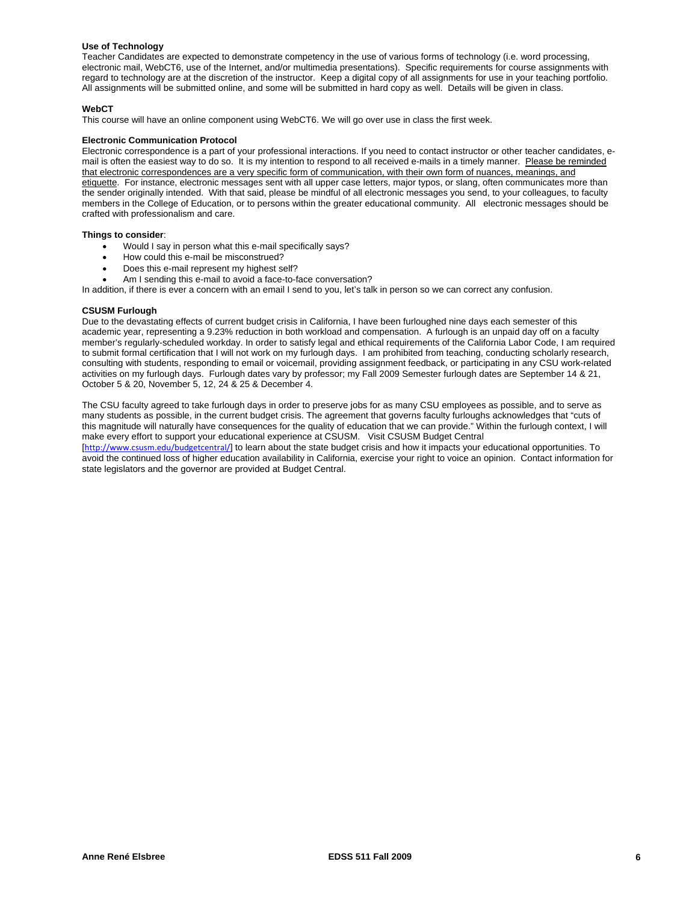**Use of Technology**

Teacher Candidates are expected to demonstrate competency in the use of various forms of technology (i.e. word processing, electronic mail, WebCT6, use of the Internet, and/or multimedia presentations). Specific requirements for course assignments with regard to technology are at the discretion of the instructor. Keep a digital copy of all assignments for use in your teaching portfolio. All assignments will be submitted online, and some will be submitted in hard copy as well. Details will be given in class.

**WebCT**

This course will have an online component using WebCT6. We will go over use in class the first week.

**Electronic Communication Protocol**

Electronic correspondence is a part of your professional interactions. If you need to contact instructor or other teacher candidates, e-mail is often the easiest way to do so. It is my intention to respond to all received e-mails in a timely manner. Please be reminded that electronic correspondences are a very specific form of communication, with their own form of nuances, meanings, and etiquette. For instance, electronic messages sent with all upper case letters, major typos, or slang, often communicates more than the sender originally intended. With that said, please be mindful of all electronic messages you send, to your colleagues, to faculty members in the College of Education, or to persons within the greater educational community. All electronic messages should be crafted with professionalism and care.

**Things to consider**:

- Would I say in person what this e-mail specifically says?
- How could this e-mail be misconstrued?
- Does this e-mail represent my highest self?
- Am I sending this e-mail to avoid a face-to-face conversation?

In addition, if there is ever a concern with an email I send to you, let's talk in person so we can correct any confusion.

**CSUSM Furlough**

Due to the devastating effects of current budget crisis in California, I have been furloughed nine days each semester of this academic year, representing a 9.23% reduction in both workload and compensation. A furlough is an unpaid day off on a faculty member's regularly-scheduled workday. In order to satisfy legal and ethical requirements of the California Labor Code, I am required to submit formal certification that I will not work on my furlough days. I am prohibited from teaching, conducting scholarly research, consulting with students, responding to email or voicemail, providing assignment feedback, or participating in any CSU work-related activities on my furlough days. Furlough dates vary by professor; my Fall 2009 Semester furlough dates are September 14 & 21, October 5 & 20, November 5, 12, 24 & 25 & December 4.

The CSU faculty agreed to take furlough days in order to preserve jobs for as many CSU employees as possible, and to serve as many students as possible, in the current budget crisis. The agreement that governs faculty furloughs acknowledges that "cuts of this magnitude will naturally have consequences for the quality of education that we can provide." Within the furlough context, I will make every effort to support your educational experience at CSUSM. Visit CSUSM Budget Central [http://www.csusm.edu/budgetcentral/] to learn about the state budget crisis and how it impacts your educational opportunities. To avoid the continued loss of higher education availability in California, exercise your right to voice an opinion. Contact information for state legislators and the governor are provided at Budget Central.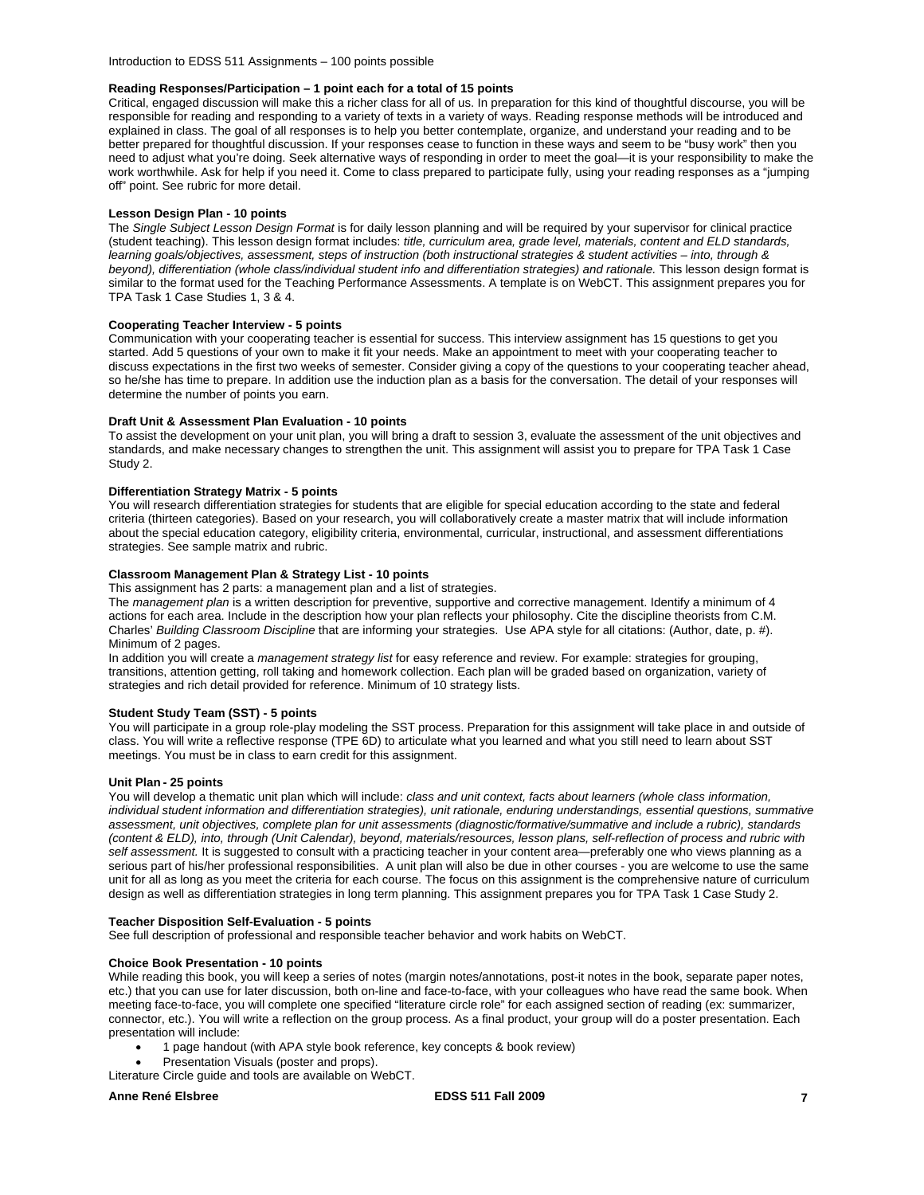Introduction to EDSS 511 Assignments – 100 points possible

**Reading Responses/Participation – 1 point each for a total of 15 points**

Critical, engaged discussion will make this a richer class for all of us. In preparation for this kind of thoughtful discourse, you will be responsible for reading and responding to a variety of texts in a variety of ways. Reading response methods will be introduced and explained in class. The goal of all responses is to help you better contemplate, organize, and understand your reading and to be better prepared for thoughtful discussion. If your responses cease to function in these ways and seem to be "busy work" then you need to adjust what you're doing. Seek alternative ways of responding in order to meet the goal—it is your responsibility to make the work worthwhile. Ask for help if you need it. Come to class prepared to participate fully, using your reading responses as a "jumping off" point. See rubric for more detail.

**Lesson Design Plan - 10 points**

The *Single Subject Lesson Design Format* is for daily lesson planning and will be required by your supervisor for clinical practice (student teaching). This lesson design format includes: *title, curriculum area, grade level, materials, content and ELD standards, learning goals/objectives, assessment, steps of instruction (both instructional strategies & student activities – into, through & beyond), differentiation (whole class/individual student info and differentiation strategies) and rationale.* This lesson design format is similar to the format used for the Teaching Performance Assessments. A template is on WebCT. This assignment prepares you for TPA Task 1 Case Studies 1, 3 & 4.

**Cooperating Teacher Interview - 5 points**

Communication with your cooperating teacher is essential for success. This interview assignment has 15 questions to get you started. Add 5 questions of your own to make it fit your needs. Make an appointment to meet with your cooperating teacher to discuss expectations in the first two weeks of semester. Consider giving a copy of the questions to your cooperating teacher ahead, so he/she has time to prepare. In addition use the induction plan as a basis for the conversation. The detail of your responses will determine the number of points you earn.

**Draft Unit & Assessment Plan Evaluation - 10 points**

To assist the development on your unit plan, you will bring a draft to session 3, evaluate the assessment of the unit objectives and standards, and make necessary changes to strengthen the unit. This assignment will assist you to prepare for TPA Task 1 Case Study 2.

**Differentiation Strategy Matrix - 5 points**

You will research differentiation strategies for students that are eligible for special education according to the state and federal criteria (thirteen categories). Based on your research, you will collaboratively create a master matrix that will include information about the special education category, eligibility criteria, environmental, curricular, instructional, and assessment differentiations strategies. See sample matrix and rubric.

**Classroom Management Plan & Strategy List - 10 points**

This assignment has 2 parts: a management plan and a list of strategies.

The *management plan* is a written description for preventive, supportive and corrective management. Identify a minimum of 4 actions for each area. Include in the description how your plan reflects your philosophy. Cite the discipline theorists from C.M. Charles' *Building Classroom Discipline* that are informing your strategies. Use APA style for all citations: (Author, date, p. #). Minimum of 2 pages.

In addition you will create a *management strategy list* for easy reference and review. For example: strategies for grouping, transitions, attention getting, roll taking and homework collection. Each plan will be graded based on organization, variety of strategies and rich detail provided for reference. Minimum of 10 strategy lists.

**Student Study Team (SST) - 5 points**

You will participate in a group role-play modeling the SST process. Preparation for this assignment will take place in and outside of class. You will write a reflective response (TPE 6D) to articulate what you learned and what you still need to learn about SST meetings. You must be in class to earn credit for this assignment.

**Unit Plan - 25 points**

You will develop a thematic unit plan which will include: *class and unit context, facts about learners (whole class information, individual student information and differentiation strategies), unit rationale, enduring understandings, essential questions, summative assessment, unit objectives, complete plan for unit assessments (diagnostic/formative/summative and include a rubric), standards (content & ELD), into, through (Unit Calendar), beyond, materials/resources, lesson plans, self-reflection of process and rubric with self assessment.* It is suggested to consult with a practicing teacher in your content area—preferably one who views planning as a serious part of his/her professional responsibilities. A unit plan will also be due in other courses - you are welcome to use the same unit for all as long as you meet the criteria for each course. The focus on this assignment is the comprehensive nature of curriculum design as well as differentiation strategies in long term planning. This assignment prepares you for TPA Task 1 Case Study 2.

**Teacher Disposition Self-Evaluation - 5 points**

See full description of professional and responsible teacher behavior and work habits on WebCT.

**Choice Book Presentation - 10 points**

While reading this book, you will keep a series of notes (margin notes/annotations, post-it notes in the book, separate paper notes, etc.) that you can use for later discussion, both on-line and face-to-face, with your colleagues who have read the same book. When meeting face-to-face, you will complete one specified "literature circle role" for each assigned section of reading (ex: summarizer, connector, etc.). You will write a reflection on the group process. As a final product, your group will do a poster presentation. Each presentation will include:

- 1 page handout (with APA style book reference, key concepts & book review)
- Presentation Visuals (poster and props).

Literature Circle guide and tools are available on WebCT.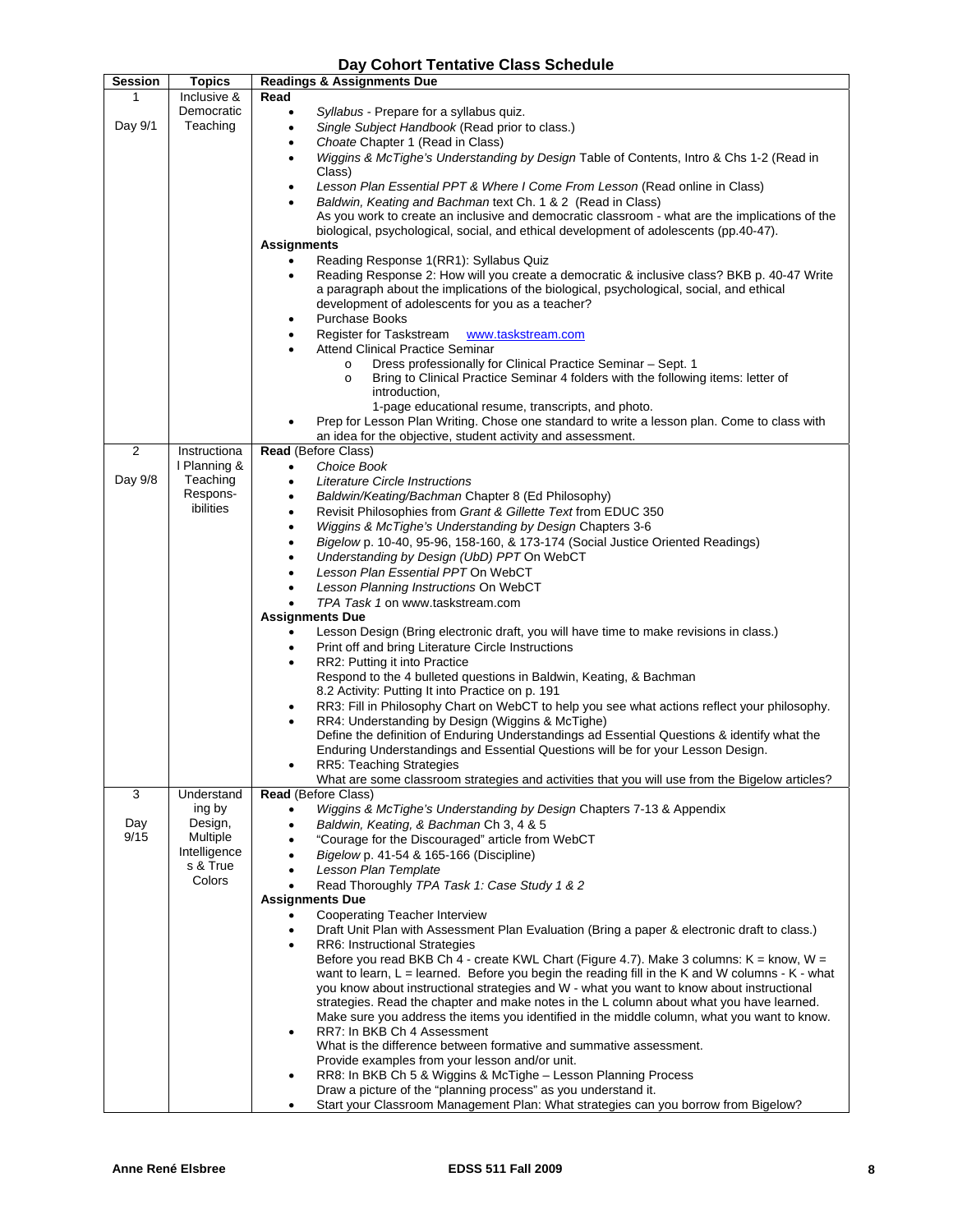## Day Cohort Tentative Class Schedule

| Session | Topics | Readings & Assignments Due |
|---|---|---|
| 1<br><br>Day 9/1 | Inclusive & Democratic Teaching | **Read**<br>• *Syllabus* - Prepare for a syllabus quiz.<br>• *Single Subject Handbook* (Read prior to class.)<br>• *Choate* Chapter 1 (Read in Class)<br>• *Wiggins & McTighe's Understanding by Design* Table of Contents, Intro & Chs 1-2 (Read in Class)<br>• *Lesson Plan Essential PPT & Where I Come From Lesson* (Read online in Class)<br>• *Baldwin, Keating and Bachman* text Ch. 1 & 2 (Read in Class)<br>As you work to create an inclusive and democratic classroom - what are the implications of the biological, psychological, social, and ethical development of adolescents (pp.40-47).<br>**Assignments**<br>• Reading Response 1(RR1): Syllabus Quiz<br>• Reading Response 2: How will you create a democratic & inclusive class? BKB p. 40-47 Write a paragraph about the implications of the biological, psychological, social, and ethical development of adolescents for you as a teacher?<br>• Purchase Books<br>• Register for Taskstream www.taskstream.com<br>• Attend Clinical Practice Seminar<br>o Dress professionally for Clinical Practice Seminar – Sept. 1<br>o Bring to Clinical Practice Seminar 4 folders with the following items: letter of introduction, 1-page educational resume, transcripts, and photo.<br>• Prep for Lesson Plan Writing. Chose one standard to write a lesson plan. Come to class with an idea for the objective, student activity and assessment. |
| 2<br><br>Day 9/8 | Instructional Planning & Teaching Respons-ibilities | **Read** (Before Class)<br>• *Choice Book*<br>• *Literature Circle Instructions*<br>• *Baldwin/Keating/Bachman* Chapter 8 (Ed Philosophy)<br>• Revisit Philosophies from *Grant & Gillette Text* from EDUC 350<br>• *Wiggins & McTighe's Understanding by Design* Chapters 3-6<br>• *Bigelow* p. 10-40, 95-96, 158-160, & 173-174 (Social Justice Oriented Readings)<br>• *Understanding by Design (UbD) PPT* On WebCT<br>• *Lesson Plan Essential PPT* On WebCT<br>• *Lesson Planning Instructions* On WebCT<br>• *TPA Task 1* on www.taskstream.com<br>**Assignments Due**<br>• Lesson Design (Bring electronic draft, you will have time to make revisions in class.)<br>• Print off and bring Literature Circle Instructions<br>• RR2: Putting it into Practice<br>Respond to the 4 bulleted questions in Baldwin, Keating, & Bachman 8.2 Activity: Putting It into Practice on p. 191<br>• RR3: Fill in Philosophy Chart on WebCT to help you see what actions reflect your philosophy.<br>• RR4: Understanding by Design (Wiggins & McTighe)<br>Define the definition of Enduring Understandings ad Essential Questions & identify what the Enduring Understandings and Essential Questions will be for your Lesson Design.<br>• RR5: Teaching Strategies<br>What are some classroom strategies and activities that you will use from the Bigelow articles? |
| 3<br><br>Day 9/15 | Understanding by Design, Multiple Intelligences & True Colors | **Read** (Before Class)<br>• *Wiggins & McTighe's Understanding by Design* Chapters 7-13 & Appendix<br>• *Baldwin, Keating, & Bachman* Ch 3, 4 & 5<br>• "Courage for the Discouraged" article from WebCT<br>• *Bigelow* p. 41-54 & 165-166 (Discipline)<br>• *Lesson Plan Template*<br>• Read Thoroughly *TPA Task 1: Case Study 1 & 2*<br>**Assignments Due**<br>• Cooperating Teacher Interview<br>• Draft Unit Plan with Assessment Plan Evaluation (Bring a paper & electronic draft to class.)<br>• RR6: Instructional Strategies<br>Before you read BKB Ch 4 - create KWL Chart (Figure 4.7). Make 3 columns: K = know, W = want to learn, L = learned. Before you begin the reading fill in the K and W columns - K - what you know about instructional strategies and W - what you want to know about instructional strategies. Read the chapter and make notes in the L column about what you have learned. Make sure you address the items you identified in the middle column, what you want to know.<br>• RR7: In BKB Ch 4 Assessment<br>What is the difference between formative and summative assessment.<br>Provide examples from your lesson and/or unit.<br>• RR8: In BKB Ch 5 & Wiggins & McTighe – Lesson Planning Process<br>Draw a picture of the "planning process" as you understand it.<br>• Start your Classroom Management Plan: What strategies can you borrow from Bigelow? |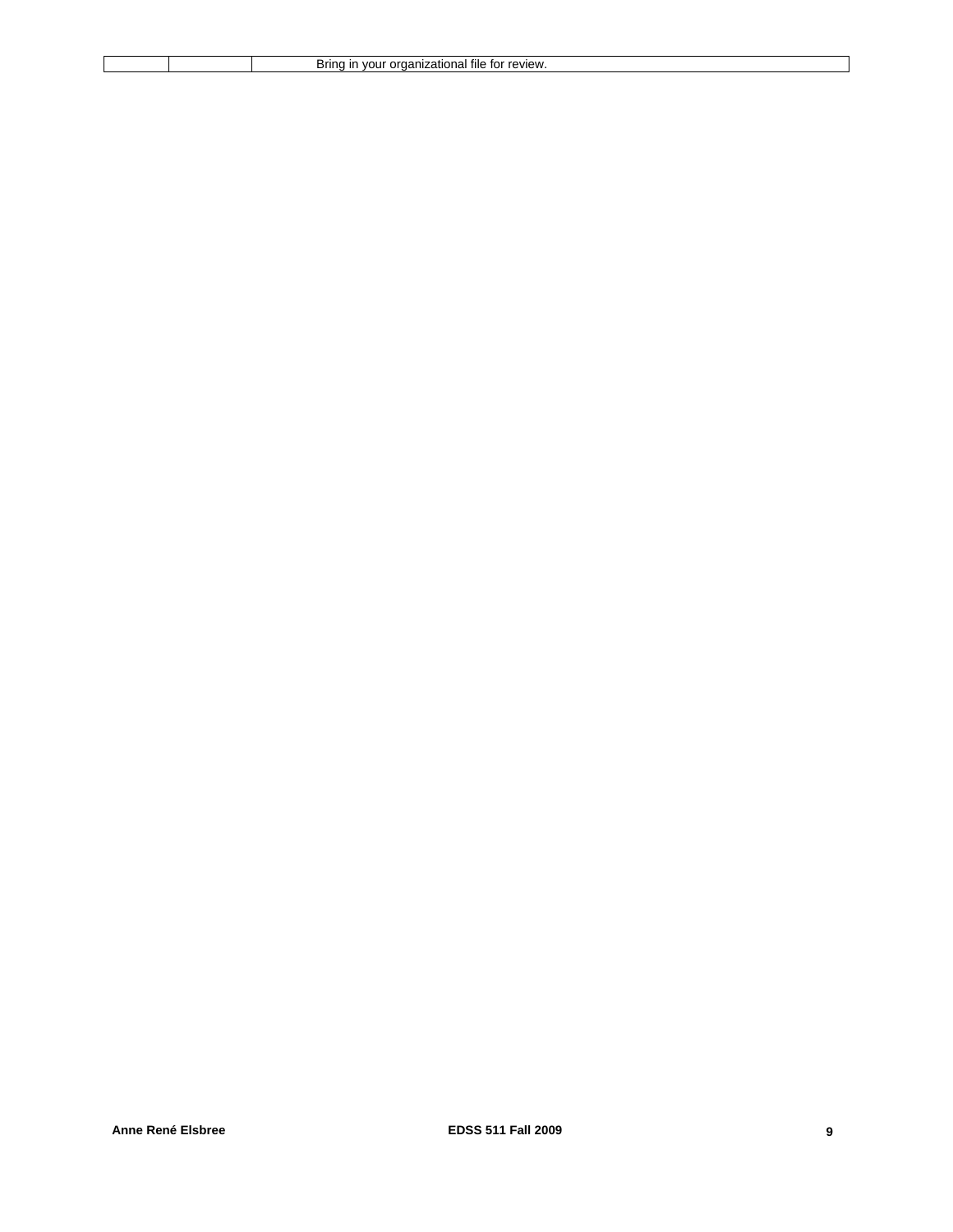|  |  | Bring in your organizational file for review. |
|---|---|---|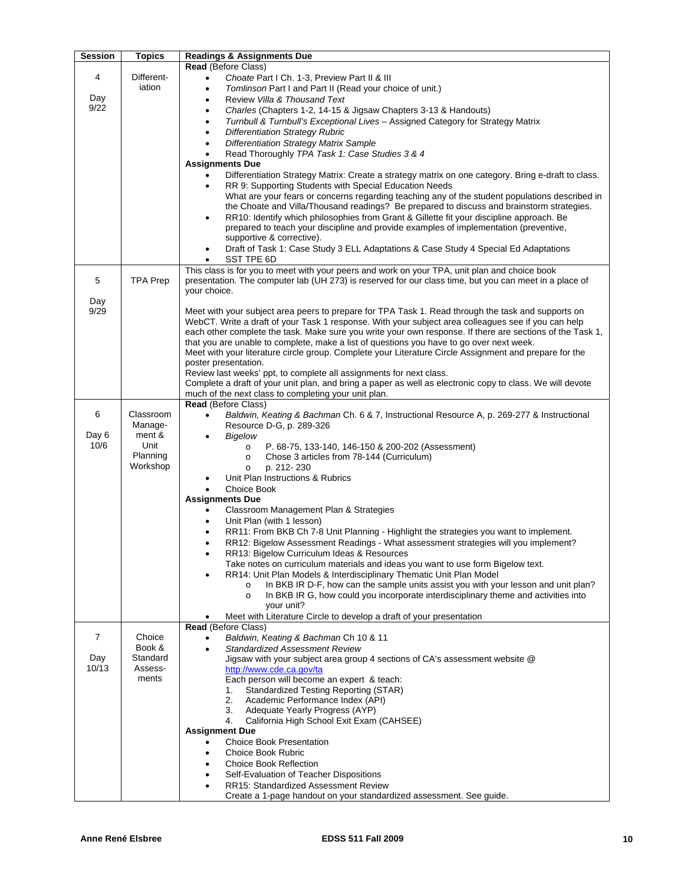| Session | Topics | Readings & Assignments Due |
|---|---|---|
| 4<br><br>Day<br>9/22 | Different-iation | **Read** (Before Class)<br>• *Choate* Part I Ch. 1-3, Preview Part II & III<br>• *Tomlinson* Part I and Part II (Read your choice of unit.)<br>• Review *Villa & Thousand Text*<br>• *Charles* (Chapters 1-2, 14-15 & Jigsaw Chapters 3-13 & Handouts)<br>• *Turnbull & Turnbull's Exceptional Lives* – Assigned Category for Strategy Matrix<br>• *Differentiation Strategy Rubric*<br>• *Differentiation Strategy Matrix Sample*<br>• Read Thoroughly *TPA Task 1: Case Studies 3 & 4*<br>**Assignments Due**<br>• Differentiation Strategy Matrix: Create a strategy matrix on one category. Bring e-draft to class.<br>• RR 9: Supporting Students with Special Education Needs<br>What are your fears or concerns regarding teaching any of the student populations described in the Choate and Villa/Thousand readings? Be prepared to discuss and brainstorm strategies.<br>• RR10: Identify which philosophies from Grant & Gillette fit your discipline approach. Be prepared to teach your discipline and provide examples of implementation (preventive, supportive & corrective).<br>• Draft of Task 1: Case Study 3 ELL Adaptations & Case Study 4 Special Ed Adaptations<br>• SST TPE 6D |
| 5<br><br>Day<br>9/29 | TPA Prep | This class is for you to meet with your peers and work on your TPA, unit plan and choice book presentation. The computer lab (UH 273) is reserved for our class time, but you can meet in a place of your choice.<br><br>Meet with your subject area peers to prepare for TPA Task 1. Read through the task and supports on WebCT. Write a draft of your Task 1 response. With your subject area colleagues see if you can help each other complete the task. Make sure you write your own response. If there are sections of the Task 1, that you are unable to complete, make a list of questions you have to go over next week.<br>Meet with your literature circle group. Complete your Literature Circle Assignment and prepare for the poster presentation.<br>Review last weeks' ppt, to complete all assignments for next class.<br>Complete a draft of your unit plan, and bring a paper as well as electronic copy to class. We will devote much of the next class to completing your unit plan. |
| 6<br><br>Day 6<br>10/6 | Classroom Manage-ment & Unit Planning Workshop | **Read** (Before Class)<br>• *Baldwin, Keating & Bachman* Ch. 6 & 7, Instructional Resource A, p. 269-277 & Instructional Resource D-G, p. 289-326<br>• *Bigelow*<br>  o P. 68-75, 133-140, 146-150 & 200-202 (Assessment)<br>  o Chose 3 articles from 78-144 (Curriculum)<br>  o p. 212- 230<br>• Unit Plan Instructions & Rubrics<br>• Choice Book<br>**Assignments Due**<br>• Classroom Management Plan & Strategies<br>• Unit Plan (with 1 lesson)<br>• RR11: From BKB Ch 7-8 Unit Planning - Highlight the strategies you want to implement.<br>• RR12: Bigelow Assessment Readings - What assessment strategies will you implement?<br>• RR13: Bigelow Curriculum Ideas & Resources<br>Take notes on curriculum materials and ideas you want to use form Bigelow text.<br>• RR14: Unit Plan Models & Interdisciplinary Thematic Unit Plan Model<br>  o In BKB IR D-F, how can the sample units assist you with your lesson and unit plan?<br>  o In BKB IR G, how could you incorporate interdisciplinary theme and activities into your unit?<br>• Meet with Literature Circle to develop a draft of your presentation |
| 7<br><br>Day<br>10/13 | Choice Book & Standard Assess-ments | **Read** (Before Class)<br>• *Baldwin, Keating & Bachman* Ch 10 & 11<br>• *Standardized Assessment Review*<br>Jigsaw with your subject area group 4 sections of CA's assessment website @ http://www.cde.ca.gov/ta<br>Each person will become an expert & teach:<br>1. Standardized Testing Reporting (STAR)<br>2. Academic Performance Index (API)<br>3. Adequate Yearly Progress (AYP)<br>4. California High School Exit Exam (CAHSEE)<br>**Assignment Due**<br>• Choice Book Presentation<br>• Choice Book Rubric<br>• Choice Book Reflection<br>• Self-Evaluation of Teacher Dispositions<br>• RR15: Standardized Assessment Review<br>Create a 1-page handout on your standardized assessment. See guide. |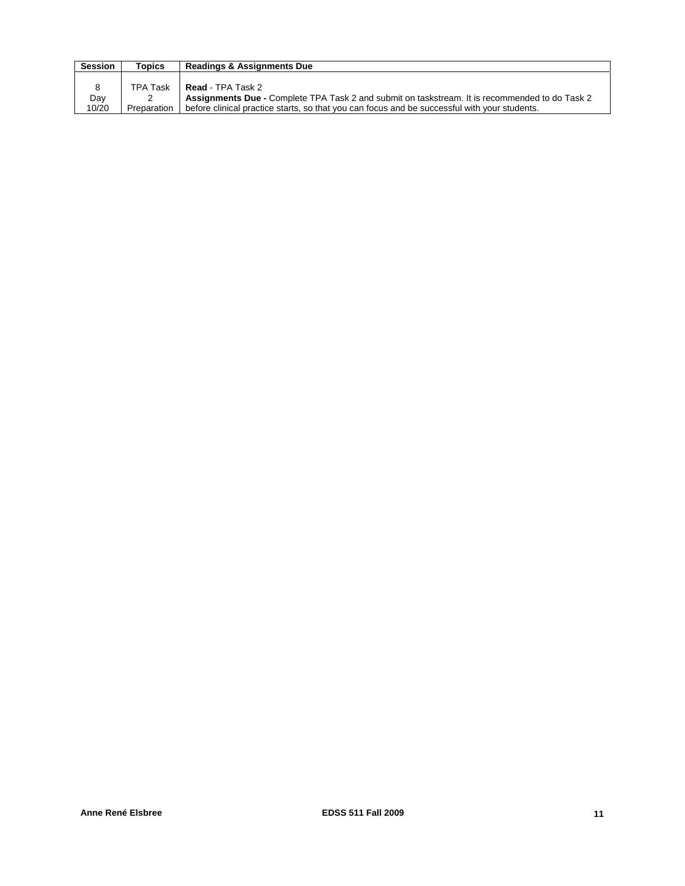| Session | Topics | Readings & Assignments Due |
|---|---|---|
| 8 Day 10/20 | TPA Task 2 Preparation | **Read** - TPA Task 2<br>**Assignments Due -** Complete TPA Task 2 and submit on taskstream. It is recommended to do Task 2 before clinical practice starts, so that you can focus and be successful with your students. |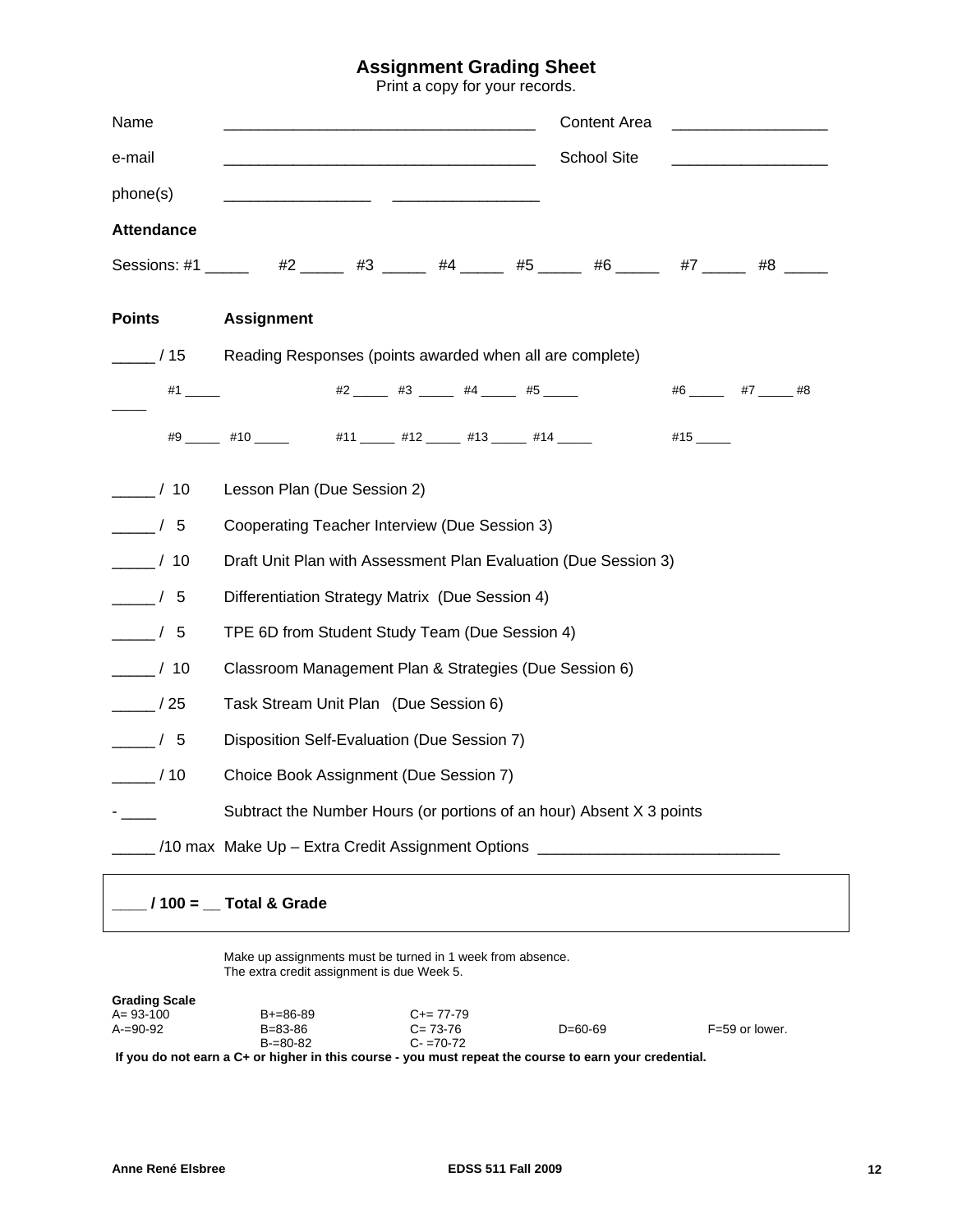## Assignment Grading Sheet

Print a copy for your records.

Name \_\_\_\_\_\_\_\_\_\_\_\_\_\_\_\_\_\_\_\_\_\_\_\_\_\_\_\_\_\_\_\_\_\_\_\_ Content Area \_\_\_\_\_\_\_\_\_\_\_\_\_\_\_\_\_\_

e-mail \_\_\_\_\_\_\_\_\_\_\_\_\_\_\_\_\_\_\_\_\_\_\_\_\_\_\_\_\_\_\_\_\_\_\_\_ School Site \_\_\_\_\_\_\_\_\_\_\_\_\_\_\_\_\_\_

phone(s) \_\_\_\_\_\_\_\_\_\_\_\_\_\_\_\_\_ \_\_\_\_\_\_\_\_\_\_\_\_\_\_\_\_\_

**Attendance**

Sessions: #1 \_\_\_\_\_ #2 \_\_\_\_\_ #3 \_\_\_\_\_ #4 \_\_\_\_\_ #5 \_\_\_\_\_ #6 \_\_\_\_\_ #7 \_\_\_\_\_ #8 \_\_\_\_\_

**Points** **Assignment**

\_\_\_\_\_ / 15 Reading Responses (points awarded when all are complete)

#1 \_\_\_\_\_ #2 \_\_\_\_\_ #3 \_\_\_\_\_ #4 \_\_\_\_\_ #5 \_\_\_\_\_ #6 \_\_\_\_\_ #7 \_\_\_\_\_ #8 \_\_\_\_\_

#9 \_\_\_\_\_ #10 \_\_\_\_\_ #11 \_\_\_\_\_ #12 \_\_\_\_\_ #13 \_\_\_\_\_ #14 \_\_\_\_\_ #15 \_\_\_\_\_

\_\_\_\_\_ / 10 Lesson Plan (Due Session 2)

\_\_\_\_\_ / 5 Cooperating Teacher Interview (Due Session 3)

\_\_\_\_\_ / 10 Draft Unit Plan with Assessment Plan Evaluation (Due Session 3)

\_\_\_\_\_ / 5 Differentiation Strategy Matrix (Due Session 4)

\_\_\_\_\_ / 5 TPE 6D from Student Study Team (Due Session 4)

\_\_\_\_\_ / 10 Classroom Management Plan & Strategies (Due Session 6)

\_\_\_\_\_ / 25 Task Stream Unit Plan (Due Session 6)

\_\_\_\_\_ / 5 Disposition Self-Evaluation (Due Session 7)

\_\_\_\_\_ / 10 Choice Book Assignment (Due Session 7)

- \_\_\_\_ Subtract the Number Hours (or portions of an hour) Absent X 3 points

\_\_\_\_\_ /10 max Make Up – Extra Credit Assignment Options \_\_\_\_\_\_\_\_\_\_\_\_\_\_\_\_\_\_\_\_\_\_\_\_\_\_\_\_

**\_\_\_\_ / 100 = \_\_ Total & Grade**

Make up assignments must be turned in 1 week from absence.
The extra credit assignment is due Week 5.

**Grading Scale**

| | | | | |
|---|---|---|---|---|
| A= 93-100 | B+=86-89 | C+= 77-79 | | |
| A-=90-92 | B=83-86 | C= 73-76 | D=60-69 | F=59 or lower. |
| | B-=80-82 | C- =70-72 | | |

**If you do not earn a C+ or higher in this course - you must repeat the course to earn your credential.**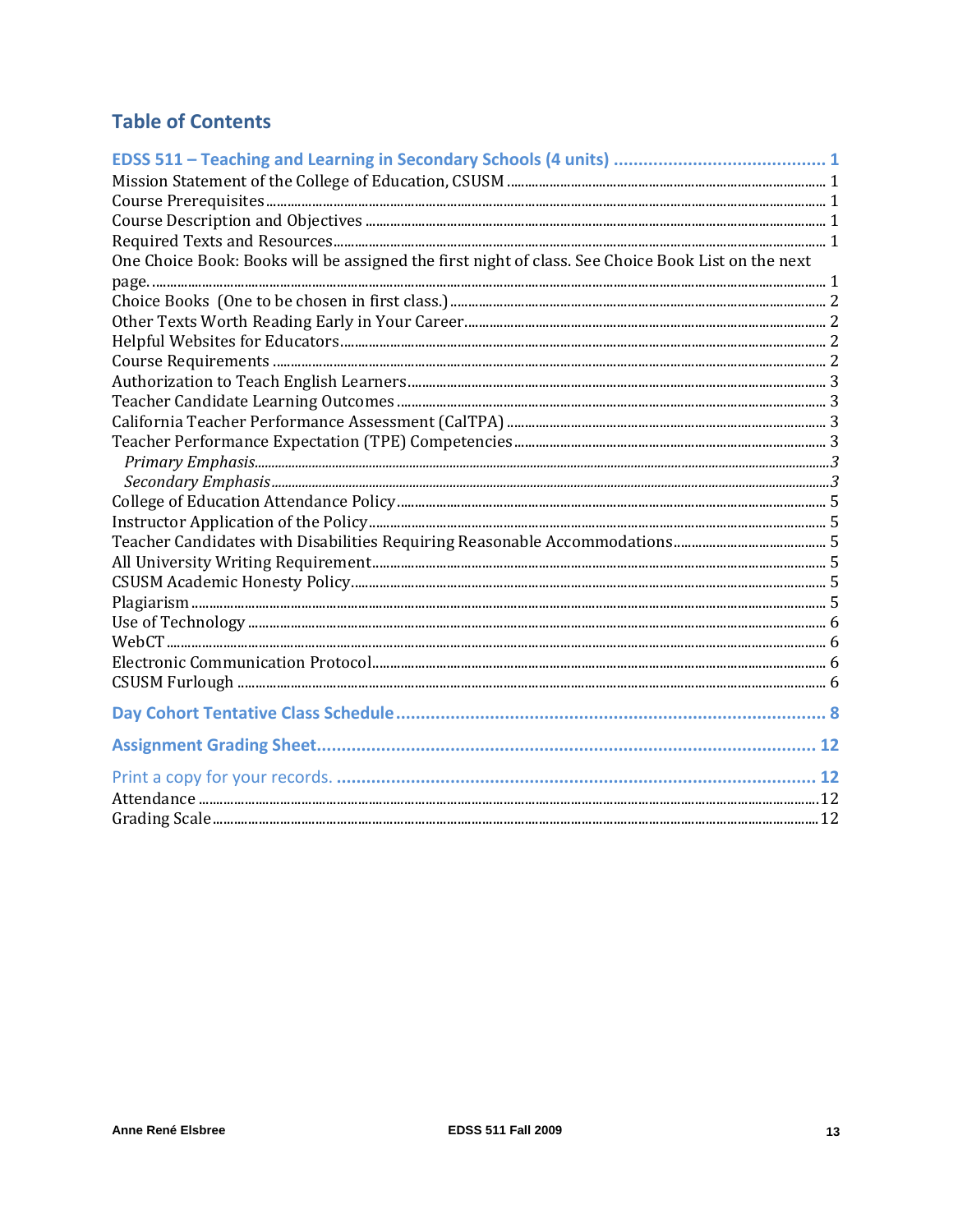## Table of Contents

EDSS 511 – Teaching and Learning in Secondary Schools (4 units) .......................................... 1
Mission Statement of the College of Education, CSUSM .......................................................... 1
Course Prerequisites ............................................................................................................. 1
Course Description and Objectives ........................................................................................ 1
Required Texts and Resources .............................................................................................. 1
One Choice Book: Books will be assigned the first night of class. See Choice Book List on the next page. ......................................................................................................................... 1
Choice Books (One to be chosen in first class.) ..................................................................... 2
Other Texts Worth Reading Early in Your Career .................................................................... 2
Helpful Websites for Educators .............................................................................................. 2
Course Requirements ............................................................................................................ 2
Authorization to Teach English Learners ................................................................................ 3
Teacher Candidate Learning Outcomes .................................................................................. 3
California Teacher Performance Assessment (CalTPA) ........................................................... 3
Teacher Performance Expectation (TPE) Competencies .......................................................... 3
*Primary Emphasis* ............................................................................................................. *3*
*Secondary Emphasis* .......................................................................................................... *3*
College of Education Attendance Policy ................................................................................. 5
Instructor Application of the Policy ........................................................................................ 5
Teacher Candidates with Disabilities Requiring Reasonable Accommodations ......................... 5
All University Writing Requirement ........................................................................................ 5
CSUSM Academic Honesty Policy ........................................................................................... 5
Plagiarism ............................................................................................................................ 5
Use of Technology ................................................................................................................ 6
WebCT ................................................................................................................................. 6
Electronic Communication Protocol ........................................................................................ 6
CSUSM Furlough ................................................................................................................... 6

Day Cohort Tentative Class Schedule ...................................................................................... 8

Assignment Grading Sheet ..................................................................................................... 12

Print a copy for your records. ................................................................................................. 12
Attendance ........................................................................................................................... 12
Grading Scale ....................................................................................................................... 12